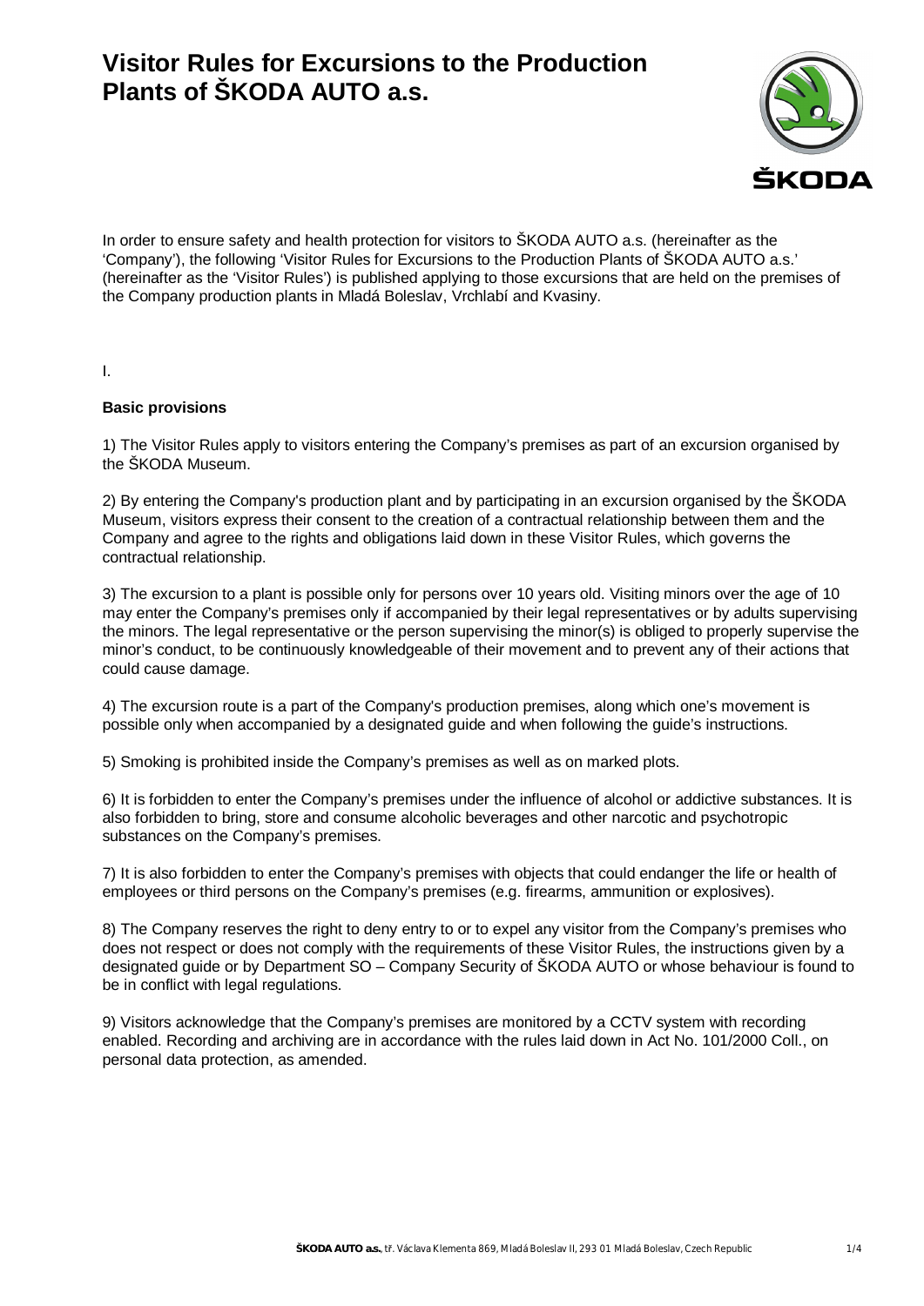# Visitor Rules for Excursions to the Production Plants of ŠKODA AUTO a.s.

In order to ensure safety and health protection for visitors to ŠKODA AUTO a.s. (hereinafter as the 'Company'), the following 'Visitor Rules for Excursions to the Production Plants of ŠKODA AUTO a.s.' (hereinafter as the 'Visitor Rules') is published applying to those excursions that are held on the premises of the Company production plants in Mladá Boleslav, Vrchlabí and Kvasiny.

I.

**Basic provisions**

1) The Visitor Rules apply to visitors entering the Company's premises as part of an excursion organised by the ŠKODA Museum.

2) By entering the Company's production plant and by participating in an excursion organised by the ŠKODA Museum, visitors express their consent to the creation of a contractual relationship between them and the Company and agree to the rights and obligations laid down in these Visitor Rules, which governs the contractual relationship.

3) The excursion to a plant is possible only for persons over 10 years old. Visiting minors over the age of 10 may enter the Company's premises only if accompanied by their legal representatives or by adults supervising the minors. The legal representative or the person supervising the minor(s) is obliged to properly supervise the minor's conduct, to be continuously knowledgeable of their movement and to prevent any of their actions that could cause damage.

4) The excursion route is a part of the Company's production premises, along which one's movement is possible only when accompanied by a designated guide and when following the guide's instructions.

5) Smoking is prohibited inside the Company's premises as well as on marked plots.

6) It is forbidden to enter the Company's premises under the influence of alcohol or addictive substances. It is also forbidden to bring, store and consume alcoholic beverages and other narcotic and psychotropic substances on the Company's premises.

7) It is also forbidden to enter the Company's premises with objects that could endanger the life or health of employees or third persons on the Company's premises (e.g. firearms, ammunition or explosives).

8) The Company reserves the right to deny entry to or to expel any visitor from the Company's premises who does not respect or does not comply with the requirements of these Visitor Rules, the instructions given by a designated guide or by Department SO – Company Security of ŠKODA AUTO or whose behaviour is found to be in conflict with legal regulations.

9) Visitors acknowledge that the Company's premises are monitored by a CCTV system with recording enabled. Recording and archiving are in accordance with the rules laid down in Act No. 101/2000 Coll., on personal data protection, as amended.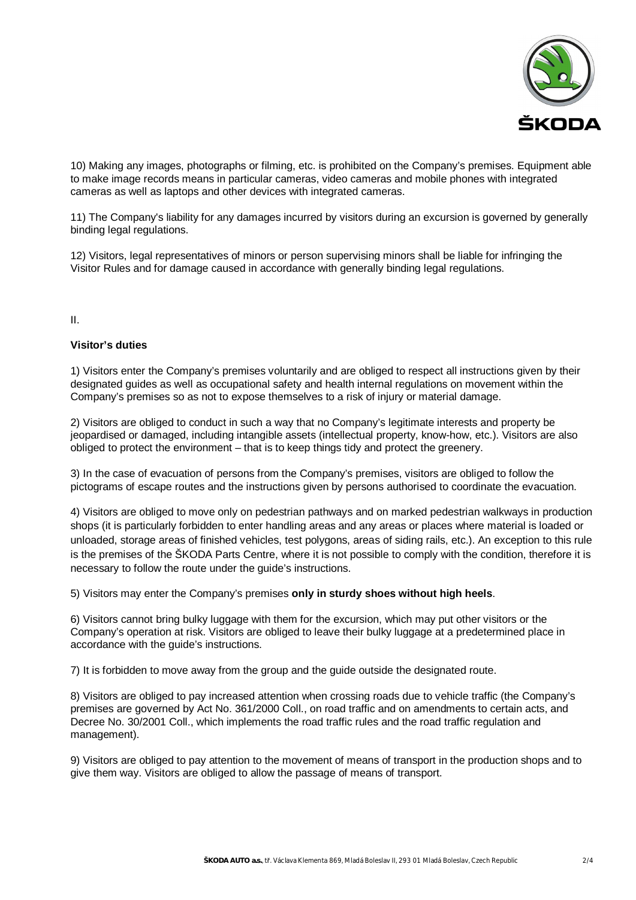10) Making any images, photographs or filming, etc. is prohibited on the Company's premises. Equipment able to make image records means in particular cameras, video cameras and mobile phones with integrated cameras as well as laptops and other devices with integrated cameras.

11) The Company's liability for any damages incurred by visitors during an excursion is governed by generally binding legal regulations.

12) Visitors, legal representatives of minors or person supervising minors shall be liable for infringing the Visitor Rules and for damage caused in accordance with generally binding legal regulations.

II.

**Visitor's duties**

1) Visitors enter the Company's premises voluntarily and are obliged to respect all instructions given by their designated guides as well as occupational safety and health internal regulations on movement within the Company's premises so as not to expose themselves to a risk of injury or material damage.

2) Visitors are obliged to conduct in such a way that no Company's legitimate interests and property be jeopardised or damaged, including intangible assets (intellectual property, know-how, etc.). Visitors are also obliged to protect the environment – that is to keep things tidy and protect the greenery.

3) In the case of evacuation of persons from the Company's premises, visitors are obliged to follow the pictograms of escape routes and the instructions given by persons authorised to coordinate the evacuation.

4) Visitors are obliged to move only on pedestrian pathways and on marked pedestrian walkways in production shops (it is particularly forbidden to enter handling areas and any areas or places where material is loaded or unloaded, storage areas of finished vehicles, test polygons, areas of siding rails, etc.). An exception to this rule is the premises of the ŠKODA Parts Centre, where it is not possible to comply with the condition, therefore it is necessary to follow the route under the guide's instructions.

5) Visitors may enter the Company's premises **only in sturdy shoes without high heels**.

6) Visitors cannot bring bulky luggage with them for the excursion, which may put other visitors or the Company's operation at risk. Visitors are obliged to leave their bulky luggage at a predetermined place in accordance with the guide's instructions.

7) It is forbidden to move away from the group and the guide outside the designated route.

8) Visitors are obliged to pay increased attention when crossing roads due to vehicle traffic (the Company's premises are governed by Act No. 361/2000 Coll., on road traffic and on amendments to certain acts, and Decree No. 30/2001 Coll., which implements the road traffic rules and the road traffic regulation and management).

9) Visitors are obliged to pay attention to the movement of means of transport in the production shops and to give them way. Visitors are obliged to allow the passage of means of transport.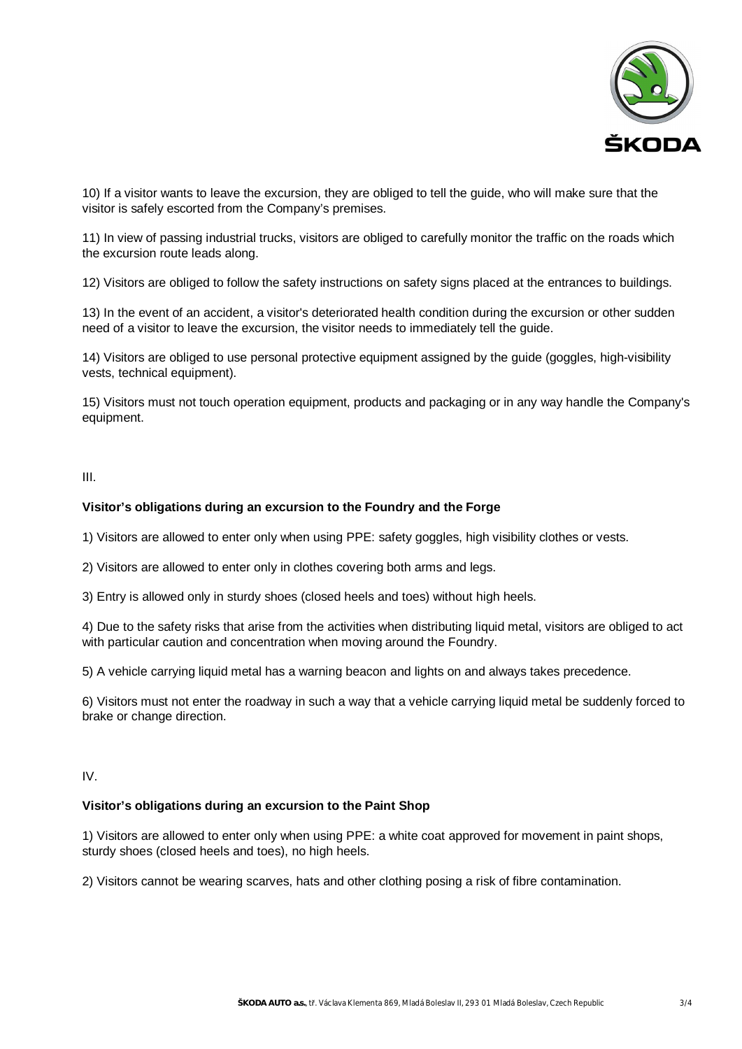10) If a visitor wants to leave the excursion, they are obliged to tell the guide, who will make sure that the visitor is safely escorted from the Company's premises.

11) In view of passing industrial trucks, visitors are obliged to carefully monitor the traffic on the roads which the excursion route leads along.

12) Visitors are obliged to follow the safety instructions on safety signs placed at the entrances to buildings.

13) In the event of an accident, a visitor's deteriorated health condition during the excursion or other sudden need of a visitor to leave the excursion, the visitor needs to immediately tell the guide.

14) Visitors are obliged to use personal protective equipment assigned by the guide (goggles, high-visibility vests, technical equipment).

15) Visitors must not touch operation equipment, products and packaging or in any way handle the Company's equipment.

III.

**Visitor's obligations during an excursion to the Foundry and the Forge**

1) Visitors are allowed to enter only when using PPE: safety goggles, high visibility clothes or vests.

2) Visitors are allowed to enter only in clothes covering both arms and legs.

3) Entry is allowed only in sturdy shoes (closed heels and toes) without high heels.

4) Due to the safety risks that arise from the activities when distributing liquid metal, visitors are obliged to act with particular caution and concentration when moving around the Foundry.

5) A vehicle carrying liquid metal has a warning beacon and lights on and always takes precedence.

6) Visitors must not enter the roadway in such a way that a vehicle carrying liquid metal be suddenly forced to brake or change direction.

IV.

**Visitor's obligations during an excursion to the Paint Shop**

1) Visitors are allowed to enter only when using PPE: a white coat approved for movement in paint shops, sturdy shoes (closed heels and toes), no high heels.

2) Visitors cannot be wearing scarves, hats and other clothing posing a risk of fibre contamination.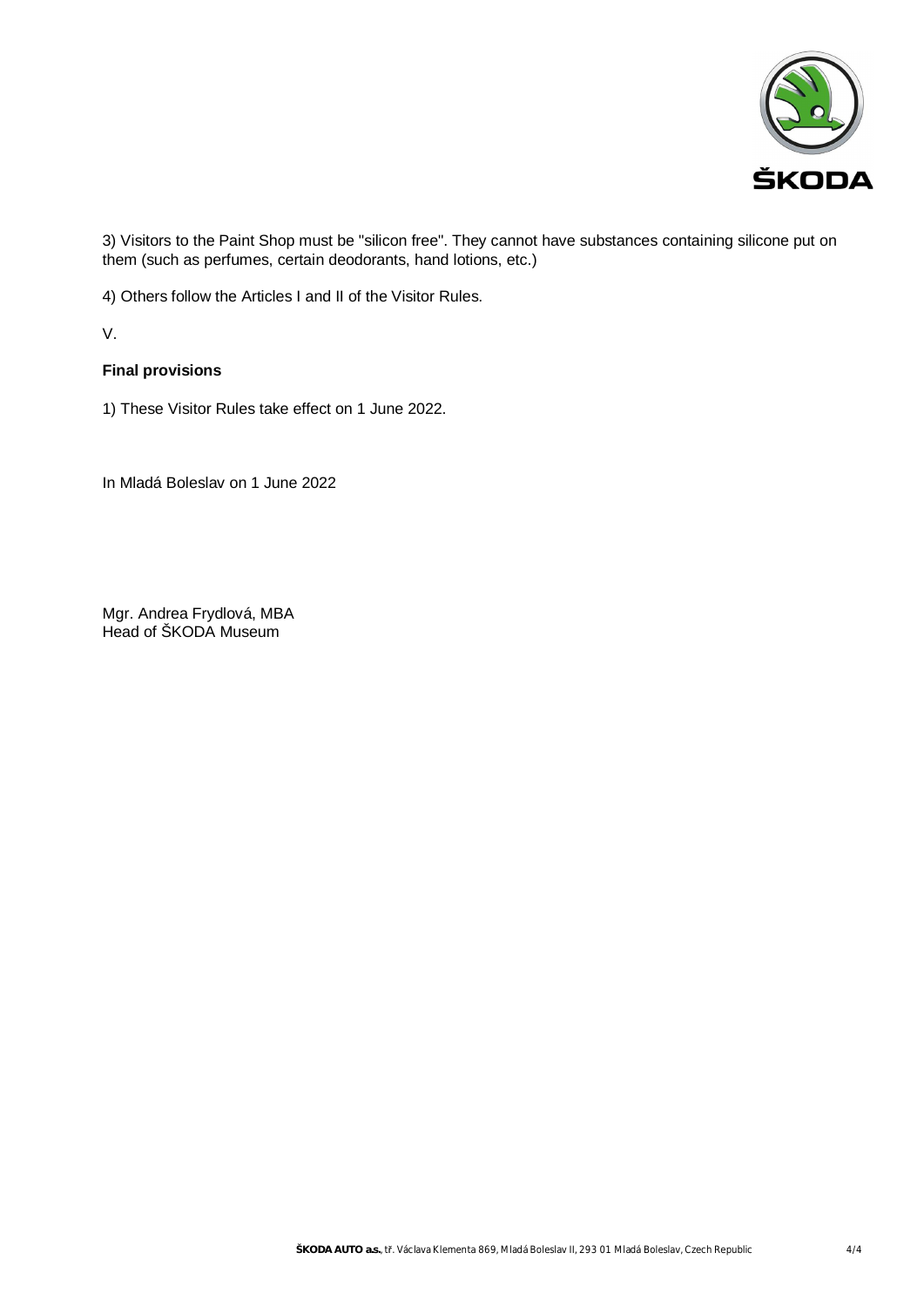3) Visitors to the Paint Shop must be "silicon free". They cannot have substances containing silicone put on them (such as perfumes, certain deodorants, hand lotions, etc.)

4) Others follow the Articles I and II of the Visitor Rules.

V.

**Final provisions**

1) These Visitor Rules take effect on 1 June 2022.

In Mladá Boleslav on 1 June 2022

Mgr. Andrea Frydlová, MBA
Head of ŠKODA Museum